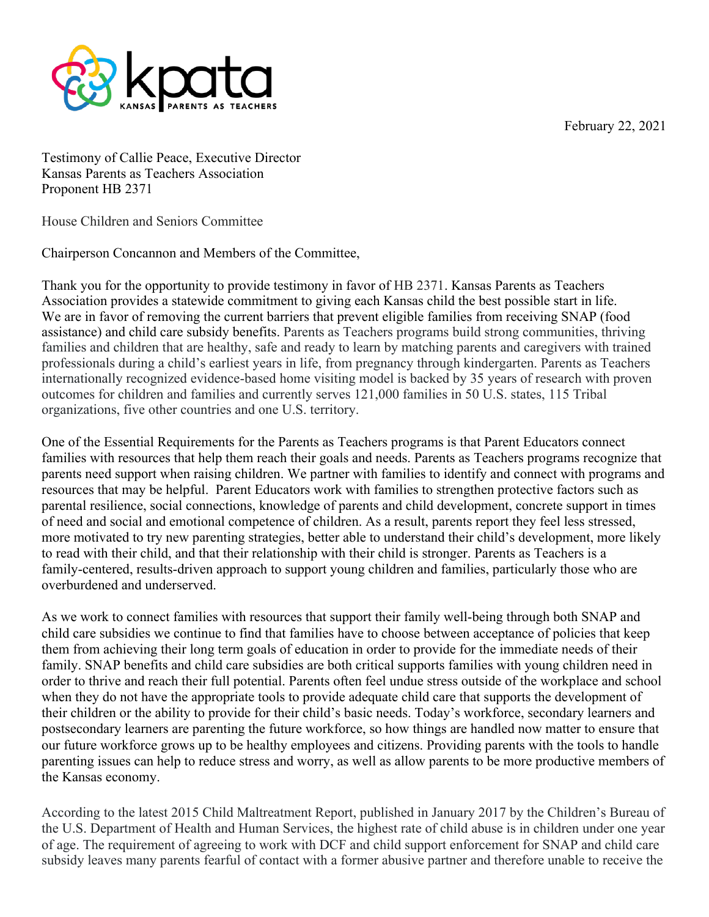kpata
KANSAS PARENTS AS TEACHERS

February 22, 2021

Testimony of Callie Peace, Executive Director
Kansas Parents as Teachers Association
Proponent HB 2371

House Children and Seniors Committee

Chairperson Concannon and Members of the Committee,

Thank you for the opportunity to provide testimony in favor of HB 2371. Kansas Parents as Teachers Association provides a statewide commitment to giving each Kansas child the best possible start in life. We are in favor of removing the current barriers that prevent eligible families from receiving SNAP (food assistance) and child care subsidy benefits. Parents as Teachers programs build strong communities, thriving families and children that are healthy, safe and ready to learn by matching parents and caregivers with trained professionals during a child's earliest years in life, from pregnancy through kindergarten. Parents as Teachers internationally recognized evidence-based home visiting model is backed by 35 years of research with proven outcomes for children and families and currently serves 121,000 families in 50 U.S. states, 115 Tribal organizations, five other countries and one U.S. territory.

One of the Essential Requirements for the Parents as Teachers programs is that Parent Educators connect families with resources that help them reach their goals and needs. Parents as Teachers programs recognize that parents need support when raising children. We partner with families to identify and connect with programs and resources that may be helpful. Parent Educators work with families to strengthen protective factors such as parental resilience, social connections, knowledge of parents and child development, concrete support in times of need and social and emotional competence of children. As a result, parents report they feel less stressed, more motivated to try new parenting strategies, better able to understand their child's development, more likely to read with their child, and that their relationship with their child is stronger. Parents as Teachers is a family-centered, results-driven approach to support young children and families, particularly those who are overburdened and underserved.

As we work to connect families with resources that support their family well-being through both SNAP and child care subsidies we continue to find that families have to choose between acceptance of policies that keep them from achieving their long term goals of education in order to provide for the immediate needs of their family. SNAP benefits and child care subsidies are both critical supports families with young children need in order to thrive and reach their full potential. Parents often feel undue stress outside of the workplace and school when they do not have the appropriate tools to provide adequate child care that supports the development of their children or the ability to provide for their child's basic needs. Today's workforce, secondary learners and postsecondary learners are parenting the future workforce, so how things are handled now matter to ensure that our future workforce grows up to be healthy employees and citizens. Providing parents with the tools to handle parenting issues can help to reduce stress and worry, as well as allow parents to be more productive members of the Kansas economy.

According to the latest 2015 Child Maltreatment Report, published in January 2017 by the Children's Bureau of the U.S. Department of Health and Human Services, the highest rate of child abuse is in children under one year of age. The requirement of agreeing to work with DCF and child support enforcement for SNAP and child care subsidy leaves many parents fearful of contact with a former abusive partner and therefore unable to receive the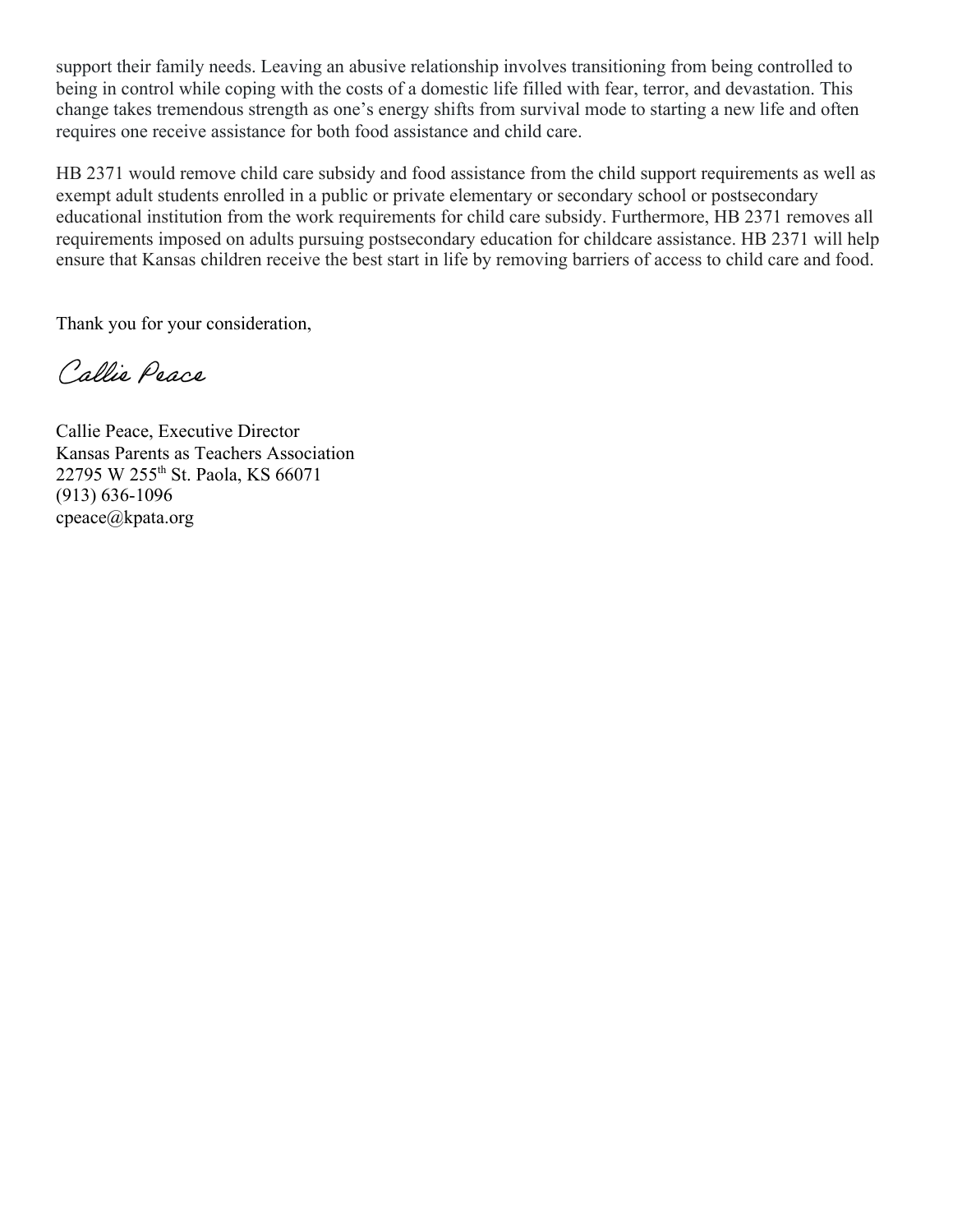support their family needs. Leaving an abusive relationship involves transitioning from being controlled to being in control while coping with the costs of a domestic life filled with fear, terror, and devastation. This change takes tremendous strength as one's energy shifts from survival mode to starting a new life and often requires one receive assistance for both food assistance and child care.

HB 2371 would remove child care subsidy and food assistance from the child support requirements as well as exempt adult students enrolled in a public or private elementary or secondary school or postsecondary educational institution from the work requirements for child care subsidy. Furthermore, HB 2371 removes all requirements imposed on adults pursuing postsecondary education for childcare assistance. HB 2371 will help ensure that Kansas children receive the best start in life by removing barriers of access to child care and food.

Thank you for your consideration,

*Callie Peace*

Callie Peace, Executive Director
Kansas Parents as Teachers Association
22795 W 255th St. Paola, KS 66071
(913) 636-1096
cpeace@kpata.org